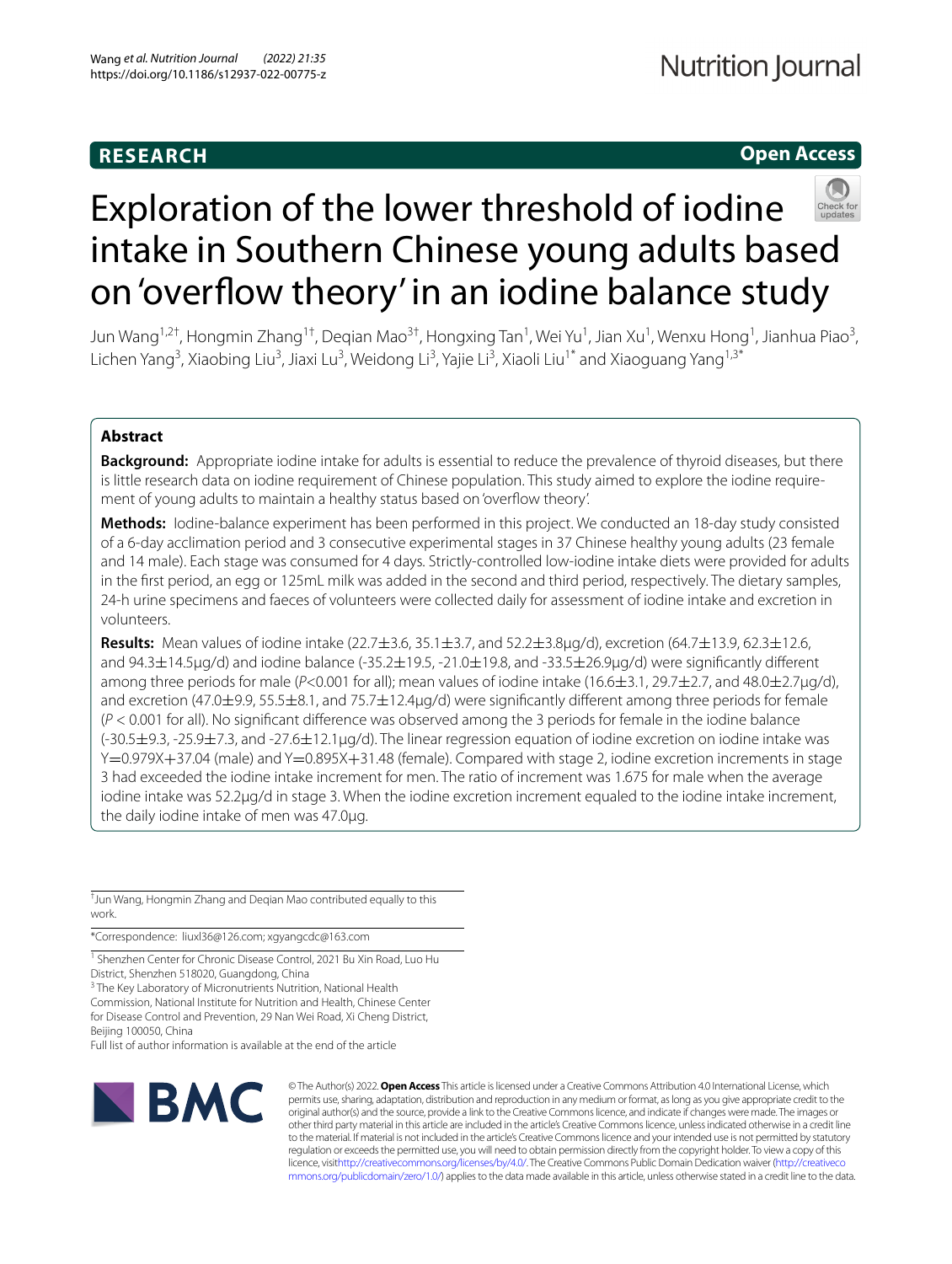**RESEARCH**

**Open Access**

# Exploration of the lower threshold of iodine intake in Southern Chinese young adults based on 'overflow theory' in an iodine balance study

Jun Wang[1,2†], Hongmin Zhang[1†], Deqian Mao[3†], Hongxing Tan[1], Wei Yu[1], Jian Xu[1], Wenxu Hong[1], Jianhua Piao[3], Lichen Yang[3], Xiaobing Liu[3], Jiaxi Lu[3], Weidong Li[3], Yajie Li[3], Xiaoli Liu[1*] and Xiaoguang Yang[1,3*]

## Abstract

**Background:** Appropriate iodine intake for adults is essential to reduce the prevalence of thyroid diseases, but there is little research data on iodine requirement of Chinese population. This study aimed to explore the iodine requirement of young adults to maintain a healthy status based on 'overflow theory'.

**Methods:** Iodine-balance experiment has been performed in this project. We conducted an 18-day study consisted of a 6-day acclimation period and 3 consecutive experimental stages in 37 Chinese healthy young adults (23 female and 14 male). Each stage was consumed for 4 days. Strictly-controlled low-iodine intake diets were provided for adults in the first period, an egg or 125mL milk was added in the second and third period, respectively. The dietary samples, 24-h urine specimens and faeces of volunteers were collected daily for assessment of iodine intake and excretion in volunteers.

**Results:** Mean values of iodine intake (22.7±3.6, 35.1±3.7, and 52.2±3.8μg/d), excretion (64.7±13.9, 62.3±12.6, and 94.3±14.5μg/d) and iodine balance (-35.2±19.5, -21.0±19.8, and -33.5±26.9μg/d) were significantly different among three periods for male ($P$<0.001 for all); mean values of iodine intake (16.6±3.1, 29.7±2.7, and 48.0±2.7μg/d), and excretion (47.0±9.9, 55.5±8.1, and 75.7±12.4μg/d) were significantly different among three periods for female ($P$ < 0.001 for all). No significant difference was observed among the 3 periods for female in the iodine balance (-30.5±9.3, -25.9±7.3, and -27.6±12.1μg/d). The linear regression equation of iodine excretion on iodine intake was Y=0.979X+37.04 (male) and Y=0.895X+31.48 (female). Compared with stage 2, iodine excretion increments in stage 3 had exceeded the iodine intake increment for men. The ratio of increment was 1.675 for male when the average iodine intake was 52.2μg/d in stage 3. When the iodine excretion increment equaled to the iodine intake increment, the daily iodine intake of men was 47.0μg.

†Jun Wang, Hongmin Zhang and Deqian Mao contributed equally to this work.

*Correspondence: liuxl36@126.com; xgyangcdc@163.com

[1] Shenzhen Center for Chronic Disease Control, 2021 Bu Xin Road, Luo Hu District, Shenzhen 518020, Guangdong, China

[3] The Key Laboratory of Micronutrients Nutrition, National Health Commission, National Institute for Nutrition and Health, Chinese Center for Disease Control and Prevention, 29 Nan Wei Road, Xi Cheng District, Beijing 100050, China

Full list of author information is available at the end of the article

© The Author(s) 2022. **Open Access** This article is licensed under a Creative Commons Attribution 4.0 International License, which permits use, sharing, adaptation, distribution and reproduction in any medium or format, as long as you give appropriate credit to the original author(s) and the source, provide a link to the Creative Commons licence, and indicate if changes were made. The images or other third party material in this article are included in the article's Creative Commons licence, unless indicated otherwise in a credit line to the material. If material is not included in the article's Creative Commons licence and your intended use is not permitted by statutory regulation or exceeds the permitted use, you will need to obtain permission directly from the copyright holder. To view a copy of this licence, visit http://creativecommons.org/licenses/by/4.0/. The Creative Commons Public Domain Dedication waiver (http://creativecommons.org/publicdomain/zero/1.0/) applies to the data made available in this article, unless otherwise stated in a credit line to the data.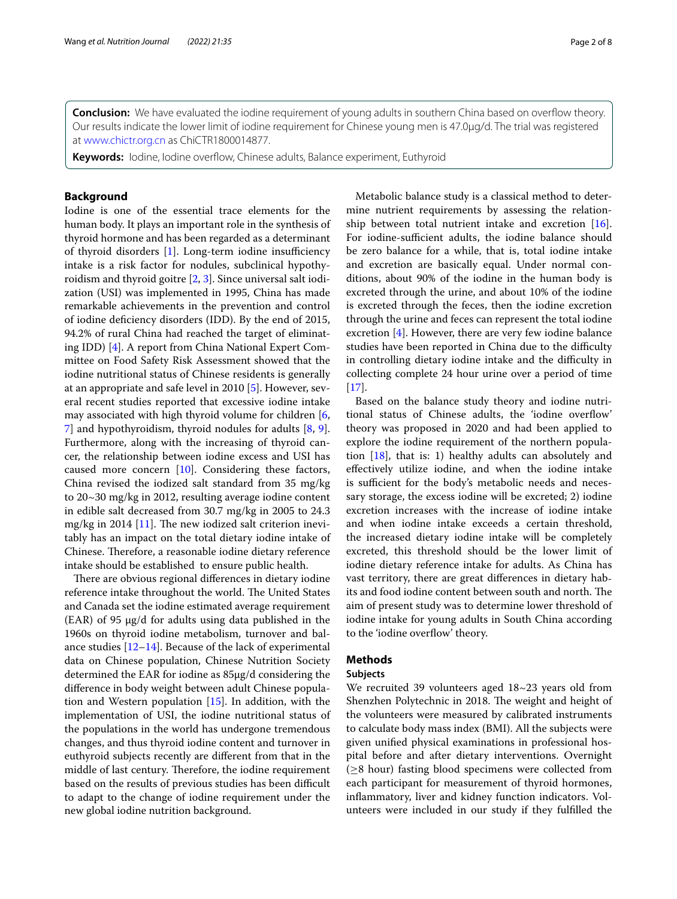**Conclusion:** We have evaluated the iodine requirement of young adults in southern China based on overflow theory. Our results indicate the lower limit of iodine requirement for Chinese young men is 47.0μg/d. The trial was registered at www.chictr.org.cn as ChiCTR1800014877.

**Keywords:** Iodine, Iodine overflow, Chinese adults, Balance experiment, Euthyroid

## Background

Iodine is one of the essential trace elements for the human body. It plays an important role in the synthesis of thyroid hormone and has been regarded as a determinant of thyroid disorders [1]. Long-term iodine insufficiency intake is a risk factor for nodules, subclinical hypothyroidism and thyroid goitre [2, 3]. Since universal salt iodization (USI) was implemented in 1995, China has made remarkable achievements in the prevention and control of iodine deficiency disorders (IDD). By the end of 2015, 94.2% of rural China had reached the target of eliminating IDD) [4]. A report from China National Expert Committee on Food Safety Risk Assessment showed that the iodine nutritional status of Chinese residents is generally at an appropriate and safe level in 2010 [5]. However, several recent studies reported that excessive iodine intake may associated with high thyroid volume for children [6, 7] and hypothyroidism, thyroid nodules for adults [8, 9]. Furthermore, along with the increasing of thyroid cancer, the relationship between iodine excess and USI has caused more concern [10]. Considering these factors, China revised the iodized salt standard from 35 mg/kg to 20~30 mg/kg in 2012, resulting average iodine content in edible salt decreased from 30.7 mg/kg in 2005 to 24.3 mg/kg in 2014 [11]. The new iodized salt criterion inevitably has an impact on the total dietary iodine intake of Chinese. Therefore, a reasonable iodine dietary reference intake should be established to ensure public health.

There are obvious regional differences in dietary iodine reference intake throughout the world. The United States and Canada set the iodine estimated average requirement (EAR) of 95 μg/d for adults using data published in the 1960s on thyroid iodine metabolism, turnover and balance studies [12–14]. Because of the lack of experimental data on Chinese population, Chinese Nutrition Society determined the EAR for iodine as 85μg/d considering the difference in body weight between adult Chinese population and Western population [15]. In addition, with the implementation of USI, the iodine nutritional status of the populations in the world has undergone tremendous changes, and thus thyroid iodine content and turnover in euthyroid subjects recently are different from that in the middle of last century. Therefore, the iodine requirement based on the results of previous studies has been difficult to adapt to the change of iodine requirement under the new global iodine nutrition background.

Metabolic balance study is a classical method to determine nutrient requirements by assessing the relationship between total nutrient intake and excretion [16]. For iodine-sufficient adults, the iodine balance should be zero balance for a while, that is, total iodine intake and excretion are basically equal. Under normal conditions, about 90% of the iodine in the human body is excreted through the urine, and about 10% of the iodine is excreted through the feces, then the iodine excretion through the urine and feces can represent the total iodine excretion [4]. However, there are very few iodine balance studies have been reported in China due to the difficulty in controlling dietary iodine intake and the difficulty in collecting complete 24 hour urine over a period of time [17].

Based on the balance study theory and iodine nutritional status of Chinese adults, the 'iodine overflow' theory was proposed in 2020 and had been applied to explore the iodine requirement of the northern population [18], that is: 1) healthy adults can absolutely and effectively utilize iodine, and when the iodine intake is sufficient for the body's metabolic needs and necessary storage, the excess iodine will be excreted; 2) iodine excretion increases with the increase of iodine intake and when iodine intake exceeds a certain threshold, the increased dietary iodine intake will be completely excreted, this threshold should be the lower limit of iodine dietary reference intake for adults. As China has vast territory, there are great differences in dietary habits and food iodine content between south and north. The aim of present study was to determine lower threshold of iodine intake for young adults in South China according to the 'iodine overflow' theory.

## Methods

### Subjects

We recruited 39 volunteers aged 18~23 years old from Shenzhen Polytechnic in 2018. The weight and height of the volunteers were measured by calibrated instruments to calculate body mass index (BMI). All the subjects were given unified physical examinations in professional hospital before and after dietary interventions. Overnight (≥8 hour) fasting blood specimens were collected from each participant for measurement of thyroid hormones, inflammatory, liver and kidney function indicators. Volunteers were included in our study if they fulfilled the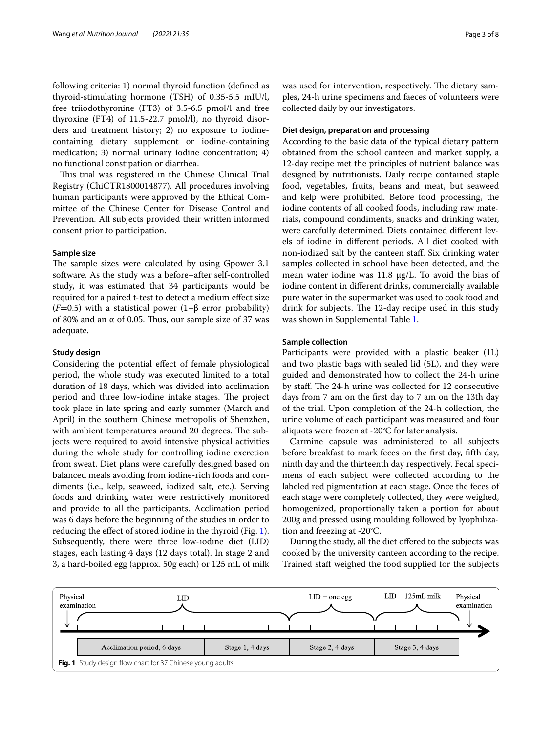following criteria: 1) normal thyroid function (defined as thyroid-stimulating hormone (TSH) of 0.35-5.5 mIU/l, free triiodothyronine (FT3) of 3.5-6.5 pmol/l and free thyroxine (FT4) of 11.5-22.7 pmol/l), no thyroid disorders and treatment history; 2) no exposure to iodine-containing dietary supplement or iodine-containing medication; 3) normal urinary iodine concentration; 4) no functional constipation or diarrhea.

This trial was registered in the Chinese Clinical Trial Registry (ChiCTR1800014877). All procedures involving human participants were approved by the Ethical Committee of the Chinese Center for Disease Control and Prevention. All subjects provided their written informed consent prior to participation.

### Sample size

The sample sizes were calculated by using Gpower 3.1 software. As the study was a before–after self-controlled study, it was estimated that 34 participants would be required for a paired t-test to detect a medium effect size ($F$=0.5) with a statistical power (1–β error probability) of 80% and an α of 0.05. Thus, our sample size of 37 was adequate.

### Study design

Considering the potential effect of female physiological period, the whole study was executed limited to a total duration of 18 days, which was divided into acclimation period and three low-iodine intake stages. The project took place in late spring and early summer (March and April) in the southern Chinese metropolis of Shenzhen, with ambient temperatures around 20 degrees. The subjects were required to avoid intensive physical activities during the whole study for controlling iodine excretion from sweat. Diet plans were carefully designed based on balanced meals avoiding from iodine-rich foods and condiments (i.e., kelp, seaweed, iodized salt, etc.). Serving foods and drinking water were restrictively monitored and provide to all the participants. Acclimation period was 6 days before the beginning of the studies in order to reducing the effect of stored iodine in the thyroid (Fig. 1). Subsequently, there were three low-iodine diet (LID) stages, each lasting 4 days (12 days total). In stage 2 and 3, a hard-boiled egg (approx. 50g each) or 125 mL of milk was used for intervention, respectively. The dietary samples, 24-h urine specimens and faeces of volunteers were collected daily by our investigators.

### Diet design, preparation and processing

According to the basic data of the typical dietary pattern obtained from the school canteen and market supply, a 12-day recipe met the principles of nutrient balance was designed by nutritionists. Daily recipe contained staple food, vegetables, fruits, beans and meat, but seaweed and kelp were prohibited. Before food processing, the iodine contents of all cooked foods, including raw materials, compound condiments, snacks and drinking water, were carefully determined. Diets contained different levels of iodine in different periods. All diet cooked with non-iodized salt by the canteen staff. Six drinking water samples collected in school have been detected, and the mean water iodine was 11.8 μg/L. To avoid the bias of iodine content in different drinks, commercially available pure water in the supermarket was used to cook food and drink for subjects. The 12-day recipe used in this study was shown in Supplemental Table 1.

### Sample collection

Participants were provided with a plastic beaker (1L) and two plastic bags with sealed lid (5L), and they were guided and demonstrated how to collect the 24-h urine by staff. The 24-h urine was collected for 12 consecutive days from 7 am on the first day to 7 am on the 13th day of the trial. Upon completion of the 24-h collection, the urine volume of each participant was measured and four aliquots were frozen at -20°C for later analysis.

Carmine capsule was administered to all subjects before breakfast to mark feces on the first day, fifth day, ninth day and the thirteenth day respectively. Fecal specimens of each subject were collected according to the labeled red pigmentation at each stage. Once the feces of each stage were completely collected, they were weighed, homogenized, proportionally taken a portion for about 200g and pressed using moulding followed by lyophilization and freezing at -20°C.

During the study, all the diet offered to the subjects was cooked by the university canteen according to the recipe. Trained staff weighed the food supplied for the subjects

| Physical examination | LID | | LID + one egg | LID + 125mL milk | Physical examination |
|---|---|---|---|---|---|
| | Acclimation period, 6 days | Stage 1, 4 days | Stage 2, 4 days | Stage 3, 4 days | |

**Fig. 1** Study design flow chart for 37 Chinese young adults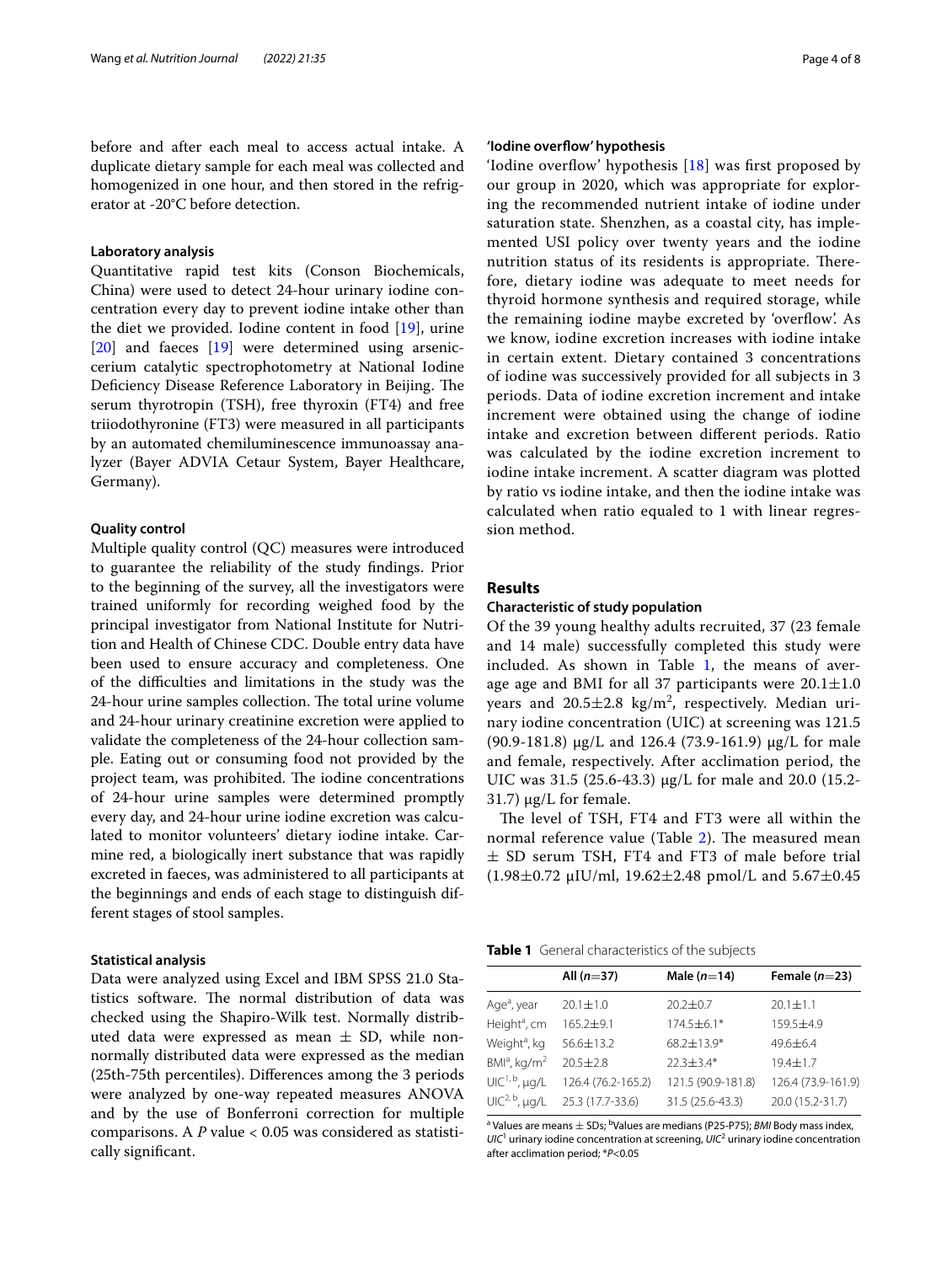before and after each meal to access actual intake. A duplicate dietary sample for each meal was collected and homogenized in one hour, and then stored in the refrigerator at -20°C before detection.

### Laboratory analysis

Quantitative rapid test kits (Conson Biochemicals, China) were used to detect 24-hour urinary iodine concentration every day to prevent iodine intake other than the diet we provided. Iodine content in food [19], urine [20] and faeces [19] were determined using arsenic-cerium catalytic spectrophotometry at National Iodine Deficiency Disease Reference Laboratory in Beijing. The serum thyrotropin (TSH), free thyroxin (FT4) and free triiodothyronine (FT3) were measured in all participants by an automated chemiluminescence immunoassay analyzer (Bayer ADVIA Cetaur System, Bayer Healthcare, Germany).

### Quality control

Multiple quality control (QC) measures were introduced to guarantee the reliability of the study findings. Prior to the beginning of the survey, all the investigators were trained uniformly for recording weighed food by the principal investigator from National Institute for Nutrition and Health of Chinese CDC. Double entry data have been used to ensure accuracy and completeness. One of the difficulties and limitations in the study was the 24-hour urine samples collection. The total urine volume and 24-hour urinary creatinine excretion were applied to validate the completeness of the 24-hour collection sample. Eating out or consuming food not provided by the project team, was prohibited. The iodine concentrations of 24-hour urine samples were determined promptly every day, and 24-hour urine iodine excretion was calculated to monitor volunteers' dietary iodine intake. Carmine red, a biologically inert substance that was rapidly excreted in faeces, was administered to all participants at the beginnings and ends of each stage to distinguish different stages of stool samples.

### Statistical analysis

Data were analyzed using Excel and IBM SPSS 21.0 Statistics software. The normal distribution of data was checked using the Shapiro-Wilk test. Normally distributed data were expressed as mean $\pm$ SD, while non-normally distributed data were expressed as the median (25th-75th percentiles). Differences among the 3 periods were analyzed by one-way repeated measures ANOVA and by the use of Bonferroni correction for multiple comparisons. A $P$ value < 0.05 was considered as statistically significant.

### 'Iodine overflow' hypothesis

'Iodine overflow' hypothesis [18] was first proposed by our group in 2020, which was appropriate for exploring the recommended nutrient intake of iodine under saturation state. Shenzhen, as a coastal city, has implemented USI policy over twenty years and the iodine nutrition status of its residents is appropriate. Therefore, dietary iodine was adequate to meet needs for thyroid hormone synthesis and required storage, while the remaining iodine maybe excreted by 'overflow'. As we know, iodine excretion increases with iodine intake in certain extent. Dietary contained 3 concentrations of iodine was successively provided for all subjects in 3 periods. Data of iodine excretion increment and intake increment were obtained using the change of iodine intake and excretion between different periods. Ratio was calculated by the iodine excretion increment to iodine intake increment. A scatter diagram was plotted by ratio vs iodine intake, and then the iodine intake was calculated when ratio equaled to 1 with linear regression method.

## Results

### Characteristic of study population

Of the 39 young healthy adults recruited, 37 (23 female and 14 male) successfully completed this study were included. As shown in Table 1, the means of average age and BMI for all 37 participants were 20.1±1.0 years and 20.5±2.8 kg/m$^2$, respectively. Median urinary iodine concentration (UIC) at screening was 121.5 (90.9-181.8) μg/L and 126.4 (73.9-161.9) μg/L for male and female, respectively. After acclimation period, the UIC was 31.5 (25.6-43.3) μg/L for male and 20.0 (15.2-31.7) μg/L for female.

The level of TSH, FT4 and FT3 were all within the normal reference value (Table 2). The measured mean $\pm$ SD serum TSH, FT4 and FT3 of male before trial (1.98±0.72 μIU/ml, 19.62±2.48 pmol/L and 5.67±0.45

**Table 1** General characteristics of the subjects

| | All (*n*=37) | Male (*n*=14) | Female (*n*=23) |
|---|---|---|---|
| Age[a], year | 20.1±1.0 | 20.2±0.7 | 20.1±1.1 |
| Height[a], cm | 165.2±9.1 | 174.5±6.1* | 159.5±4.9 |
| Weight[a], kg | 56.6±13.2 | 68.2±13.9* | 49.6±6.4 |
| BMI[a], kg/m$^2$ | 20.5±2.8 | 22.3±3.4* | 19.4±1.7 |
| UIC[1, b], μg/L | 126.4 (76.2-165.2) | 121.5 (90.9-181.8) | 126.4 (73.9-161.9) |
| UIC[2, b], μg/L | 25.3 (17.7-33.6) | 31.5 (25.6-43.3) | 20.0 (15.2-31.7) |

[a] Values are means ± SDs; [b] Values are medians (P25-P75); *BMI* Body mass index, *UIC*[1] urinary iodine concentration at screening, *UIC*[2] urinary iodine concentration after acclimation period; *$P$<0.05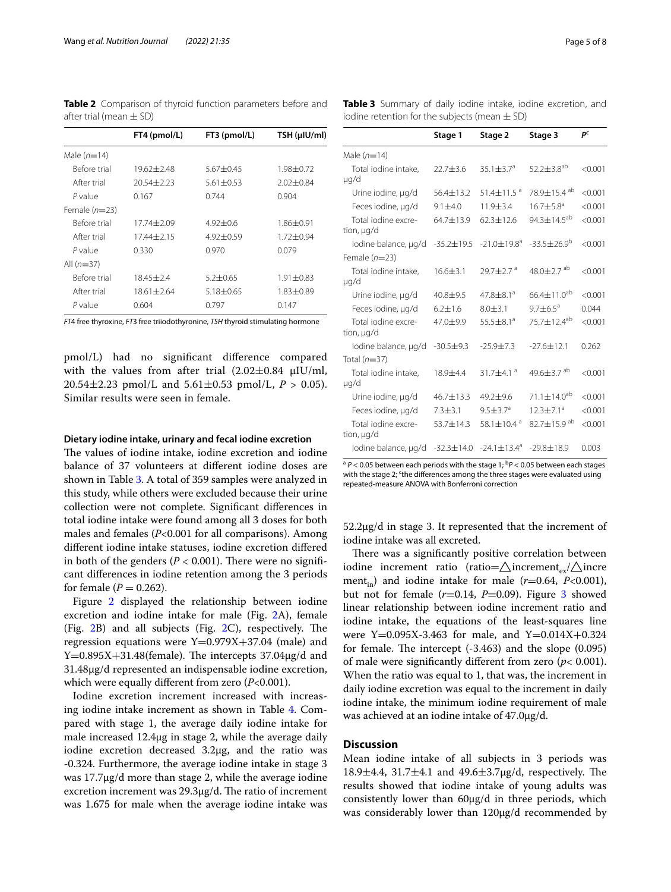**Table 2** Comparison of thyroid function parameters before and after trial (mean ± SD)

| | FT4 (pmol/L) | FT3 (pmol/L) | TSH (μIU/ml) |
|---|---|---|---|
| Male (*n*=14) | | | |
| Before trial | 19.62±2.48 | 5.67±0.45 | 1.98±0.72 |
| After trial | 20.54±2.23 | 5.61±0.53 | 2.02±0.84 |
| *P* value | 0.167 | 0.744 | 0.904 |
| Female (*n*=23) | | | |
| Before trial | 17.74±2.09 | 4.92±0.6 | 1.86±0.91 |
| After trial | 17.44±2.15 | 4.92±0.59 | 1.72±0.94 |
| *P* value | 0.330 | 0.970 | 0.079 |
| All (*n*=37) | | | |
| Before trial | 18.45±2.4 | 5.2±0.65 | 1.91±0.83 |
| After trial | 18.61±2.64 | 5.18±0.65 | 1.83±0.89 |
| *P* value | 0.604 | 0.797 | 0.147 |

*FT4* free thyroxine, *FT3* free triiodothyronine, *TSH* thyroid stimulating hormone

pmol/L) had no significant difference compared with the values from after trial (2.02±0.84 μIU/ml, 20.54±2.23 pmol/L and 5.61±0.53 pmol/L, $P > 0.05$). Similar results were seen in female.

### Dietary iodine intake, urinary and fecal iodine excretion

The values of iodine intake, iodine excretion and iodine balance of 37 volunteers at different iodine doses are shown in Table 3. A total of 359 samples were analyzed in this study, while others were excluded because their urine collection were not complete. Significant differences in total iodine intake were found among all 3 doses for both males and females ($P<0.001$ for all comparisons). Among different iodine intake statuses, iodine excretion differed in both of the genders ($P < 0.001$). There were no significant differences in iodine retention among the 3 periods for female ($P = 0.262$).

Figure 2 displayed the relationship between iodine excretion and iodine intake for male (Fig. 2A), female (Fig. 2B) and all subjects (Fig. 2C), respectively. The regression equations were $Y=0.979X+37.04$ (male) and $Y=0.895X+31.48$(female). The intercepts 37.04μg/d and 31.48μg/d represented an indispensable iodine excretion, which were equally different from zero ($P<0.001$).

Iodine excretion increment increased with increasing iodine intake increment as shown in Table 4. Compared with stage 1, the average daily iodine intake for male increased 12.4μg in stage 2, while the average daily iodine excretion decreased 3.2μg, and the ratio was -0.324. Furthermore, the average iodine intake in stage 3 was 17.7μg/d more than stage 2, while the average iodine excretion increment was 29.3μg/d. The ratio of increment was 1.675 for male when the average iodine intake was 52.2μg/d in stage 3. It represented that the increment of iodine intake was all excreted.

**Table 3** Summary of daily iodine intake, iodine excretion, and iodine retention for the subjects (mean ± SD)

| | Stage 1 | Stage 2 | Stage 3 | $P^c$ |
|---|---|---|---|---|
| Male (*n*=14) | | | | |
| Total iodine intake, μg/d | 22.7±3.6 | 35.1±3.7[a] | 52.2±3.8[ab] | <0.001 |
| Urine iodine, μg/d | 56.4±13.2 | 51.4±11.5 [a] | 78.9±15.4 [ab] | <0.001 |
| Feces iodine, μg/d | 9.1±4.0 | 11.9±3.4 | 16.7±5.8[a] | <0.001 |
| Total iodine excretion, μg/d | 64.7±13.9 | 62.3±12.6 | 94.3±14.5[ab] | <0.001 |
| Iodine balance, μg/d | -35.2±19.5 | -21.0±19.8[a] | -33.5±26.9[b] | <0.001 |
| Female (*n*=23) | | | | |
| Total iodine intake, μg/d | 16.6±3.1 | 29.7±2.7 [a] | 48.0±2.7 [ab] | <0.001 |
| Urine iodine, μg/d | 40.8±9.5 | 47.8±8.1[a] | 66.4±11.0[ab] | <0.001 |
| Feces iodine, μg/d | 6.2±1.6 | 8.0±3.1 | 9.7±6.5[a] | 0.044 |
| Total iodine excretion, μg/d | 47.0±9.9 | 55.5±8.1[a] | 75.7±12.4[ab] | <0.001 |
| Iodine balance, μg/d | -30.5±9.3 | -25.9±7.3 | -27.6±12.1 | 0.262 |
| Total (*n*=37) | | | | |
| Total iodine intake, μg/d | 18.9±4.4 | 31.7±4.1 [a] | 49.6±3.7 [ab] | <0.001 |
| Urine iodine, μg/d | 46.7±13.3 | 49.2±9.6 | 71.1±14.0[ab] | <0.001 |
| Feces iodine, μg/d | 7.3±3.1 | 9.5±3.7[a] | 12.3±7.1[a] | <0.001 |
| Total iodine excretion, μg/d | 53.7±14.3 | 58.1±10.4 [a] | 82.7±15.9 [ab] | <0.001 |
| Iodine balance, μg/d | -32.3±14.0 | -24.1±13.4[a] | -29.8±18.9 | 0.003 |

[a] $P < 0.05$ between each periods with the stage 1; [b] $P < 0.05$ between each stages with the stage 2; [c] the differences among the three stages were evaluated using repeated-measure ANOVA with Bonferroni correction

There was a significantly positive correlation between iodine increment ratio ($ratio=\triangle increment_{ex}/\triangle increment_{in}$) and iodine intake for male ($r=0.64$, $P<0.001$), but not for female ($r=0.14$, $P=0.09$). Figure 3 showed linear relationship between iodine increment ratio and iodine intake, the equations of the least-squares line were $Y=0.095X-3.463$ for male, and $Y=0.014X+0.324$ for female. The intercept (-3.463) and the slope (0.095) of male were significantly different from zero ($p< 0.001$). When the ratio was equal to 1, that was, the increment in daily iodine excretion was equal to the increment in daily iodine intake, the minimum iodine requirement of male was achieved at an iodine intake of 47.0μg/d.

## Discussion

Mean iodine intake of all subjects in 3 periods was 18.9±4.4, 31.7±4.1 and 49.6±3.7μg/d, respectively. The results showed that iodine intake of young adults was consistently lower than 60μg/d in three periods, which was considerably lower than 120μg/d recommended by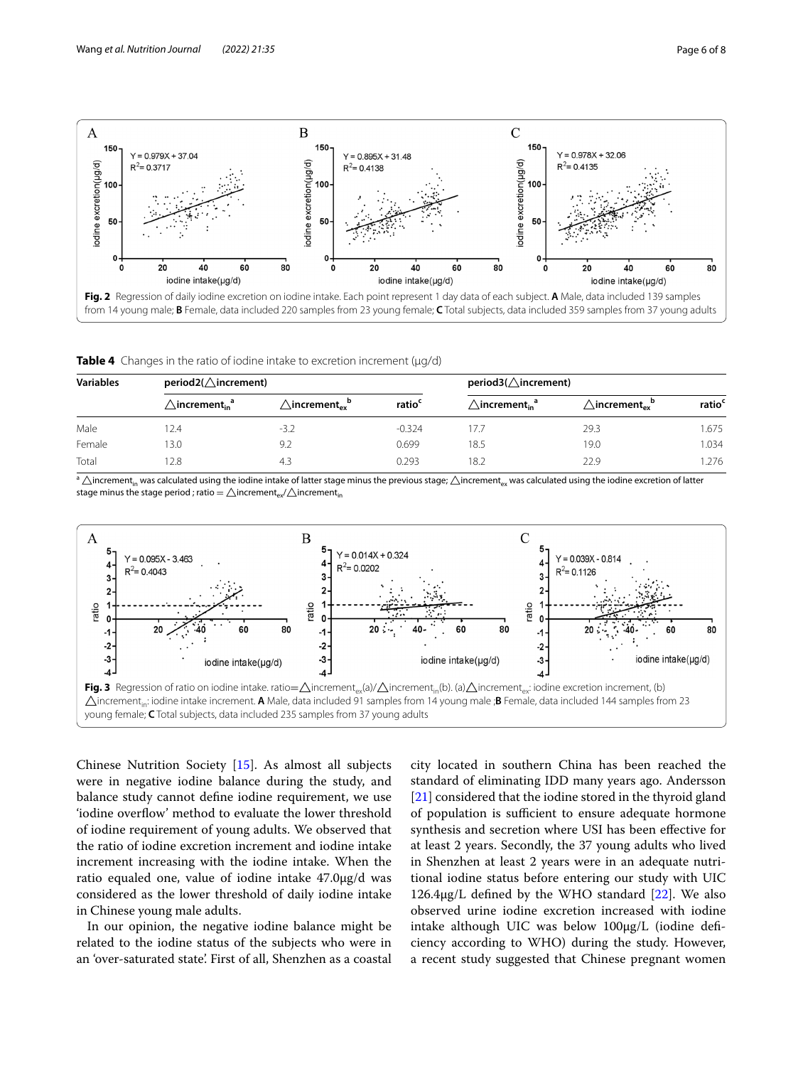**Fig. 2** Regression of daily iodine excretion on iodine intake. Each point represent 1 day data of each subject. **A** Male, data included 139 samples from 14 young male; **B** Female, data included 220 samples from 23 young female; **C** Total subjects, data included 359 samples from 37 young adults

**Table 4** Changes in the ratio of iodine intake to excretion increment (μg/d)

| Variables | period2(△increment) | | | period3(△increment) | | |
|---|---|---|---|---|---|---|
| | $\triangle increment_{in}$[a] | $\triangle increment_{ex}$[b] | ratio[c] | $\triangle increment_{in}$[a] | $\triangle increment_{ex}$[b] | ratio[c] |
| Male | 12.4 | -3.2 | -0.324 | 17.7 | 29.3 | 1.675 |
| Female | 13.0 | 9.2 | 0.699 | 18.5 | 19.0 | 1.034 |
| Total | 12.8 | 4.3 | 0.293 | 18.2 | 22.9 | 1.276 |

[a] $\triangle increment_{in}$ was calculated using the iodine intake of latter stage minus the previous stage; $\triangle increment_{ex}$ was calculated using the iodine excretion of latter stage minus the stage period ; ratio = $\triangle increment_{ex}/\triangle increment_{in}$

**Fig. 3** Regression of ratio on iodine intake. ratio=$\triangle increment_{ex}$(a)/$\triangle increment_{in}$(b). (a)$\triangle increment_{ex}$: iodine excretion increment, (b) $\triangle increment_{in}$: iodine intake increment. **A** Male, data included 91 samples from 14 young male ;**B** Female, data included 144 samples from 23 young female; **C** Total subjects, data included 235 samples from 37 young adults

Chinese Nutrition Society [15]. As almost all subjects were in negative iodine balance during the study, and balance study cannot define iodine requirement, we use 'iodine overflow' method to evaluate the lower threshold of iodine requirement of young adults. We observed that the ratio of iodine excretion increment and iodine intake increment increasing with the iodine intake. When the ratio equaled one, value of iodine intake 47.0μg/d was considered as the lower threshold of daily iodine intake in Chinese young male adults.

In our opinion, the negative iodine balance might be related to the iodine status of the subjects who were in an 'over-saturated state'. First of all, Shenzhen as a coastal city located in southern China has been reached the standard of eliminating IDD many years ago. Andersson [21] considered that the iodine stored in the thyroid gland of population is sufficient to ensure adequate hormone synthesis and secretion where USI has been effective for at least 2 years. Secondly, the 37 young adults who lived in Shenzhen at least 2 years were in an adequate nutritional iodine status before entering our study with UIC 126.4μg/L defined by the WHO standard [22]. We also observed urine iodine excretion increased with iodine intake although UIC was below 100μg/L (iodine deficiency according to WHO) during the study. However, a recent study suggested that Chinese pregnant women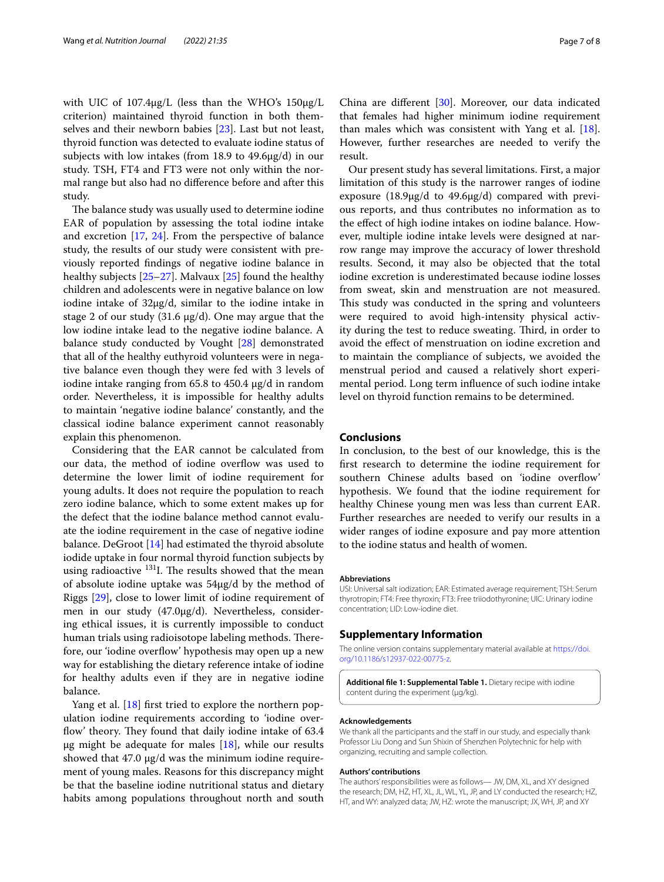with UIC of 107.4μg/L (less than the WHO's 150μg/L criterion) maintained thyroid function in both themselves and their newborn babies [23]. Last but not least, thyroid function was detected to evaluate iodine status of subjects with low intakes (from 18.9 to 49.6μg/d) in our study. TSH, FT4 and FT3 were not only within the normal range but also had no difference before and after this study.

The balance study was usually used to determine iodine EAR of population by assessing the total iodine intake and excretion [17, 24]. From the perspective of balance study, the results of our study were consistent with previously reported findings of negative iodine balance in healthy subjects [25–27]. Malvaux [25] found the healthy children and adolescents were in negative balance on low iodine intake of 32μg/d, similar to the iodine intake in stage 2 of our study (31.6 μg/d). One may argue that the low iodine intake lead to the negative iodine balance. A balance study conducted by Vought [28] demonstrated that all of the healthy euthyroid volunteers were in negative balance even though they were fed with 3 levels of iodine intake ranging from 65.8 to 450.4 μg/d in random order. Nevertheless, it is impossible for healthy adults to maintain 'negative iodine balance' constantly, and the classical iodine balance experiment cannot reasonably explain this phenomenon.

Considering that the EAR cannot be calculated from our data, the method of iodine overflow was used to determine the lower limit of iodine requirement for young adults. It does not require the population to reach zero iodine balance, which to some extent makes up for the defect that the iodine balance method cannot evaluate the iodine requirement in the case of negative iodine balance. DeGroot [14] had estimated the thyroid absolute iodide uptake in four normal thyroid function subjects by using radioactive $^{131}$I. The results showed that the mean of absolute iodine uptake was 54μg/d by the method of Riggs [29], close to lower limit of iodine requirement of men in our study (47.0μg/d). Nevertheless, considering ethical issues, it is currently impossible to conduct human trials using radioisotope labeling methods. Therefore, our 'iodine overflow' hypothesis may open up a new way for establishing the dietary reference intake of iodine for healthy adults even if they are in negative iodine balance.

Yang et al. [18] first tried to explore the northern population iodine requirements according to 'iodine overflow' theory. They found that daily iodine intake of 63.4 μg might be adequate for males [18], while our results showed that 47.0 μg/d was the minimum iodine requirement of young males. Reasons for this discrepancy might be that the baseline iodine nutritional status and dietary habits among populations throughout north and south China are different [30]. Moreover, our data indicated that females had higher minimum iodine requirement than males which was consistent with Yang et al. [18]. However, further researches are needed to verify the result.

Our present study has several limitations. First, a major limitation of this study is the narrower ranges of iodine exposure (18.9μg/d to 49.6μg/d) compared with previous reports, and thus contributes no information as to the effect of high iodine intakes on iodine balance. However, multiple iodine intake levels were designed at narrow range may improve the accuracy of lower threshold results. Second, it may also be objected that the total iodine excretion is underestimated because iodine losses from sweat, skin and menstruation are not measured. This study was conducted in the spring and volunteers were required to avoid high-intensity physical activity during the test to reduce sweating. Third, in order to avoid the effect of menstruation on iodine excretion and to maintain the compliance of subjects, we avoided the menstrual period and caused a relatively short experimental period. Long term influence of such iodine intake level on thyroid function remains to be determined.

## Conclusions

In conclusion, to the best of our knowledge, this is the first research to determine the iodine requirement for southern Chinese adults based on 'iodine overflow' hypothesis. We found that the iodine requirement for healthy Chinese young men was less than current EAR. Further researches are needed to verify our results in a wider ranges of iodine exposure and pay more attention to the iodine status and health of women.

#### Abbreviations

USI: Universal salt iodization; EAR: Estimated average requirement; TSH: Serum thyrotropin; FT4: Free thyroxin; FT3: Free triiodothyronine; UIC: Urinary iodine concentration; LID: Low-iodine diet.

## Supplementary Information

The online version contains supplementary material available at https://doi.org/10.1186/s12937-022-00775-z.

**Additional file 1: Supplemental Table 1.** Dietary recipe with iodine content during the experiment (μg/kg).

#### Acknowledgements

We thank all the participants and the staff in our study, and especially thank Professor Liu Dong and Sun Shixin of Shenzhen Polytechnic for help with organizing, recruiting and sample collection.

#### Authors' contributions

The authors' responsibilities were as follows— JW, DM, XL, and XY designed the research; DM, HZ, HT, XL, JL, WL, YL, JP, and LY conducted the research; HZ, HT, and WY: analyzed data; JW, HZ: wrote the manuscript; JX, WH, JP, and XY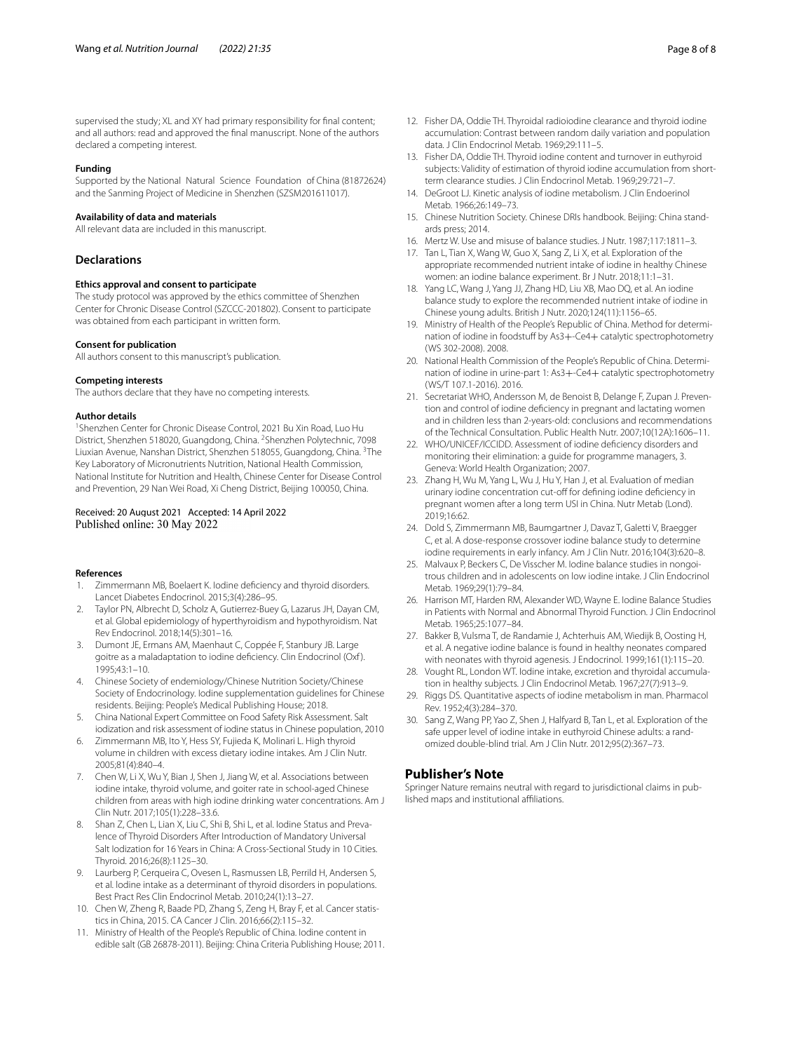supervised the study; XL and XY had primary responsibility for final content; and all authors: read and approved the final manuscript. None of the authors declared a competing interest.

### Funding

Supported by the National Natural Science Foundation of China (81872624) and the Sanming Project of Medicine in Shenzhen (SZSM201611017).

### Availability of data and materials

All relevant data are included in this manuscript.

## Declarations

### Ethics approval and consent to participate

The study protocol was approved by the ethics committee of Shenzhen Center for Chronic Disease Control (SZCCC-201802). Consent to participate was obtained from each participant in written form.

### Consent for publication

All authors consent to this manuscript's publication.

### Competing interests

The authors declare that they have no competing interests.

### Author details

[1]Shenzhen Center for Chronic Disease Control, 2021 Bu Xin Road, Luo Hu District, Shenzhen 518020, Guangdong, China. [2]Shenzhen Polytechnic, 7098 Liuxian Avenue, Nanshan District, Shenzhen 518055, Guangdong, China. [3]The Key Laboratory of Micronutrients Nutrition, National Health Commission, National Institute for Nutrition and Health, Chinese Center for Disease Control and Prevention, 29 Nan Wei Road, Xi Cheng District, Beijing 100050, China.

Received: 20 August 2021 Accepted: 14 April 2022
Published online: 30 May 2022

### References

1. Zimmermann MB, Boelaert K. Iodine deficiency and thyroid disorders. Lancet Diabetes Endocrinol. 2015;3(4):286–95.
2. Taylor PN, Albrecht D, Scholz A, Gutierrez-Buey G, Lazarus JH, Dayan CM, et al. Global epidemiology of hyperthyroidism and hypothyroidism. Nat Rev Endocrinol. 2018;14(5):301–16.
3. Dumont JE, Ermans AM, Maenhaut C, Coppée F, Stanbury JB. Large goitre as a maladaptation to iodine deficiency. Clin Endocrinol (Oxf). 1995;43:1–10.
4. Chinese Society of endemiology/Chinese Nutrition Society/Chinese Society of Endocrinology. Iodine supplementation guidelines for Chinese residents. Beijing: People's Medical Publishing House; 2018.
5. China National Expert Committee on Food Safety Risk Assessment. Salt iodization and risk assessment of iodine status in Chinese population, 2010
6. Zimmermann MB, Ito Y, Hess SY, Fujieda K, Molinari L. High thyroid volume in children with excess dietary iodine intakes. Am J Clin Nutr. 2005;81(4):840–4.
7. Chen W, Li X, Wu Y, Bian J, Shen J, Jiang W, et al. Associations between iodine intake, thyroid volume, and goiter rate in school-aged Chinese children from areas with high iodine drinking water concentrations. Am J Clin Nutr. 2017;105(1):228–33.6.
8. Shan Z, Chen L, Lian X, Liu C, Shi B, Shi L, et al. Iodine Status and Prevalence of Thyroid Disorders After Introduction of Mandatory Universal Salt Iodization for 16 Years in China: A Cross-Sectional Study in 10 Cities. Thyroid. 2016;26(8):1125–30.
9. Laurberg P, Cerqueira C, Ovesen L, Rasmussen LB, Perrild H, Andersen S, et al. Iodine intake as a determinant of thyroid disorders in populations. Best Pract Res Clin Endocrinol Metab. 2010;24(1):13–27.
10. Chen W, Zheng R, Baade PD, Zhang S, Zeng H, Bray F, et al. Cancer statistics in China, 2015. CA Cancer J Clin. 2016;66(2):115–32.
11. Ministry of Health of the People's Republic of China. Iodine content in edible salt (GB 26878-2011). Beijing: China Criteria Publishing House; 2011.
12. Fisher DA, Oddie TH. Thyroidal radioiodine clearance and thyroid iodine accumulation: Contrast between random daily variation and population data. J Clin Endocrinol Metab. 1969;29:111–5.
13. Fisher DA, Oddie TH. Thyroid iodine content and turnover in euthyroid subjects: Validity of estimation of thyroid iodine accumulation from short-term clearance studies. J Clin Endocrinol Metab. 1969;29:721–7.
14. DeGroot LJ. Kinetic analysis of iodine metabolism. J Clin Endoerinol Metab. 1966;26:149–73.
15. Chinese Nutrition Society. Chinese DRIs handbook. Beijing: China standards press; 2014.
16. Mertz W. Use and misuse of balance studies. J Nutr. 1987;117:1811–3.
17. Tan L, Tian X, Wang W, Guo X, Sang Z, Li X, et al. Exploration of the appropriate recommended nutrient intake of iodine in healthy Chinese women: an iodine balance experiment. Br J Nutr. 2018;11:1–31.
18. Yang LC, Wang J, Yang JJ, Zhang HD, Liu XB, Mao DQ, et al. An iodine balance study to explore the recommended nutrient intake of iodine in Chinese young adults. British J Nutr. 2020;124(11):1156–65.
19. Ministry of Health of the People's Republic of China. Method for determination of iodine in foodstuff by As3+-Ce4+ catalytic spectrophotometry (WS 302-2008). 2008.
20. National Health Commission of the People's Republic of China. Determination of iodine in urine-part 1: As3+-Ce4+ catalytic spectrophotometry (WS/T 107.1-2016). 2016.
21. Secretariat WHO, Andersson M, de Benoist B, Delange F, Zupan J. Prevention and control of iodine deficiency in pregnant and lactating women and in children less than 2-years-old: conclusions and recommendations of the Technical Consultation. Public Health Nutr. 2007;10(12A):1606–11.
22. WHO/UNICEF/ICCIDD. Assessment of iodine deficiency disorders and monitoring their elimination: a guide for programme managers, 3. Geneva: World Health Organization; 2007.
23. Zhang H, Wu M, Yang L, Wu J, Hu Y, Han J, et al. Evaluation of median urinary iodine concentration cut-off for defining iodine deficiency in pregnant women after a long term USI in China. Nutr Metab (Lond). 2019;16:62.
24. Dold S, Zimmermann MB, Baumgartner J, Davaz T, Galetti V, Braegger C, et al. A dose-response crossover iodine balance study to determine iodine requirements in early infancy. Am J Clin Nutr. 2016;104(3):620–8.
25. Malvaux P, Beckers C, De Visscher M. Iodine balance studies in nongoitrous children and in adolescents on low iodine intake. J Clin Endocrinol Metab. 1969;29(1):79–84.
26. Harrison MT, Harden RM, Alexander WD, Wayne E. Iodine Balance Studies in Patients with Normal and Abnormal Thyroid Function. J Clin Endocrinol Metab. 1965;25:1077–84.
27. Bakker B, Vulsma T, de Randamie J, Achterhuis AM, Wiedijk B, Oosting H, et al. A negative iodine balance is found in healthy neonates compared with neonates with thyroid agenesis. J Endocrinol. 1999;161(1):115–20.
28. Vought RL, London WT. Iodine intake, excretion and thyroidal accumulation in healthy subjects. J Clin Endocrinol Metab. 1967;27(7):913–9.
29. Riggs DS. Quantitative aspects of iodine metabolism in man. Pharmacol Rev. 1952;4(3):284–370.
30. Sang Z, Wang PP, Yao Z, Shen J, Halfyard B, Tan L, et al. Exploration of the safe upper level of iodine intake in euthyroid Chinese adults: a randomized double-blind trial. Am J Clin Nutr. 2012;95(2):367–73.

## Publisher's Note

Springer Nature remains neutral with regard to jurisdictional claims in published maps and institutional affiliations.